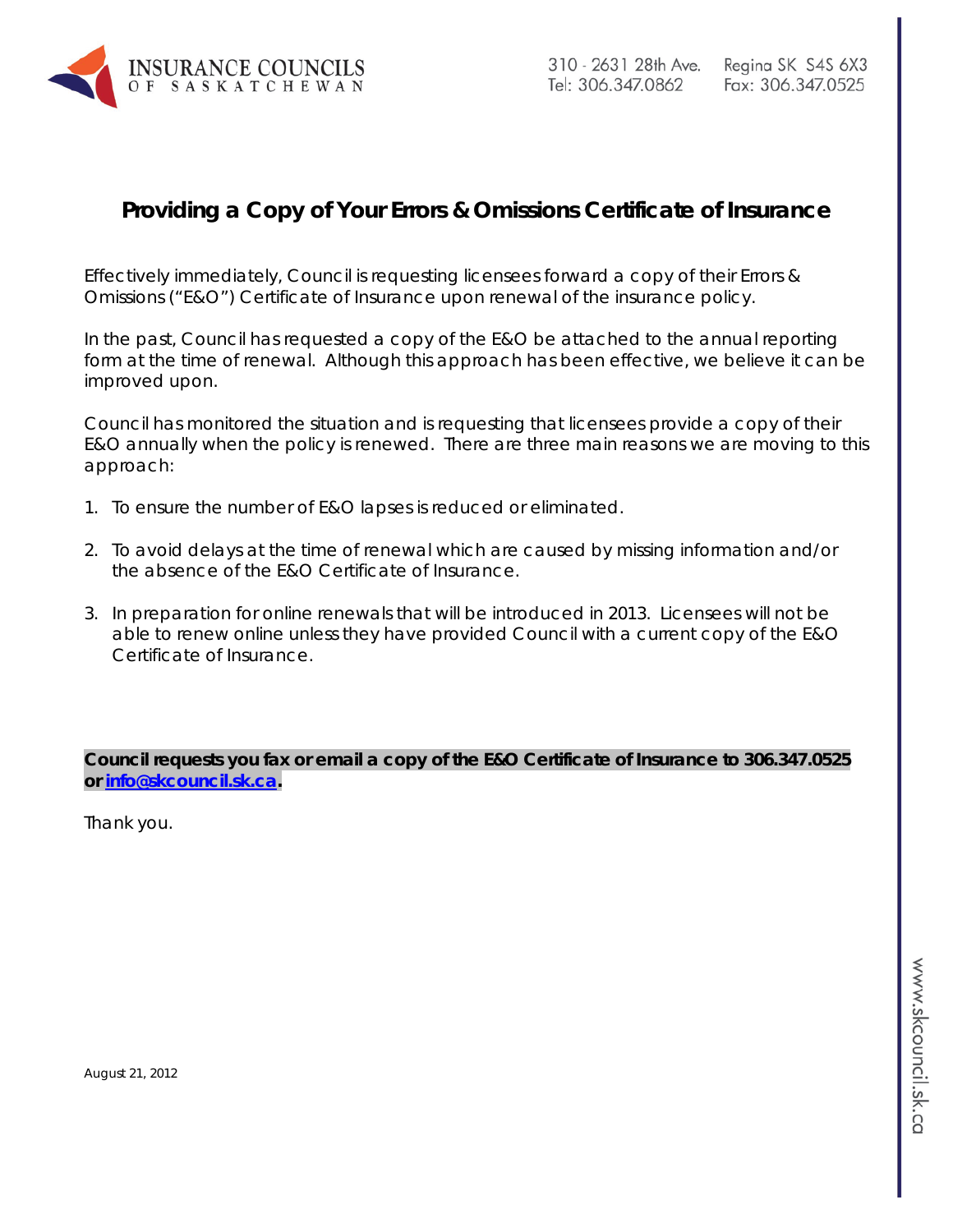INSURANCE COUNCILS OF SASKATCHEWAN

310 - 2631 28th Ave. Regina SK S4S 6X3
Tel: 306.347.0862 Fax: 306.347.0525

# Providing a Copy of Your Errors & Omissions Certificate of Insurance

Effectively immediately, Council is requesting licensees forward a copy of their Errors & Omissions ("E&O") Certificate of Insurance upon renewal of the insurance policy.

In the past, Council has requested a copy of the E&O be attached to the annual reporting form at the time of renewal. Although this approach has been effective, we believe it can be improved upon.

Council has monitored the situation and is requesting that licensees provide a copy of their E&O annually when the policy is renewed. There are three main reasons we are moving to this approach:

1. To ensure the number of E&O lapses is reduced or eliminated.

2. To avoid delays at the time of renewal which are caused by missing information and/or the absence of the E&O Certificate of Insurance.

3. In preparation for online renewals that will be introduced in 2013. Licensees will not be able to renew online unless they have provided Council with a current copy of the E&O Certificate of Insurance.

**Council requests you fax or email a copy of the E&O Certificate of Insurance to 306.347.0525 or info@skcouncil.sk.ca.**

Thank you.

August 21, 2012

www.skcouncil.sk.ca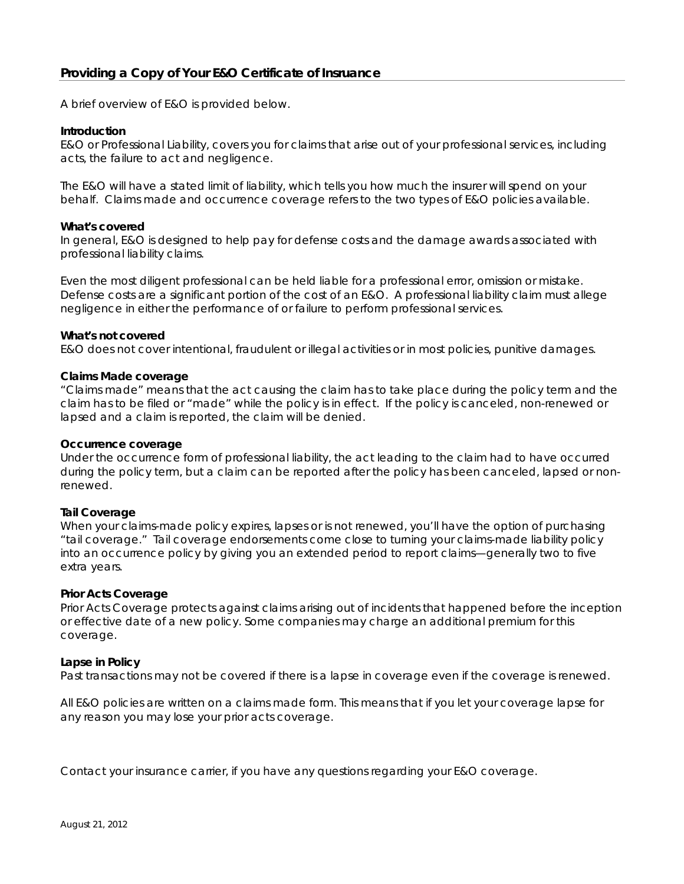## Providing a Copy of Your E&O Certificate of Insruance

A brief overview of E&O is provided below.

**Introduction**
E&O or Professional Liability, covers you for claims that arise out of your professional services, including acts, the failure to act and negligence.

The E&O will have a stated limit of liability, which tells you how much the insurer will spend on your behalf. Claims made and occurrence coverage refers to the two types of E&O policies available.

**What's covered**
In general, E&O is designed to help pay for defense costs and the damage awards associated with professional liability claims.

Even the most diligent professional can be held liable for a professional error, omission or mistake. Defense costs are a significant portion of the cost of an E&O. A professional liability claim must allege negligence in either the performance of or failure to perform professional services.

**What's not covered**
E&O does not cover intentional, fraudulent or illegal activities or in most policies, punitive damages.

**Claims Made coverage**
"Claims made" means that the act causing the claim has to take place during the policy term and the claim has to be filed or "made" while the policy is in effect. If the policy is canceled, non-renewed or lapsed and a claim is reported, the claim will be denied.

**Occurrence coverage**
Under the occurrence form of professional liability, the act leading to the claim had to have occurred during the policy term, but a claim can be reported after the policy has been canceled, lapsed or non-renewed.

**Tail Coverage**
When your claims-made policy expires, lapses or is not renewed, you'll have the option of purchasing "tail coverage." Tail coverage endorsements come close to turning your claims-made liability policy into an occurrence policy by giving you an extended period to report claims—generally two to five extra years.

**Prior Acts Coverage**
Prior Acts Coverage protects against claims arising out of incidents that happened before the inception or effective date of a new policy. Some companies may charge an additional premium for this coverage.

**Lapse in Policy**
Past transactions may not be covered if there is a lapse in coverage even if the coverage is renewed.

All E&O policies are written on a claims made form. This means that if you let your coverage lapse for any reason you may lose your prior acts coverage.

Contact your insurance carrier, if you have any questions regarding your E&O coverage.

August 21, 2012